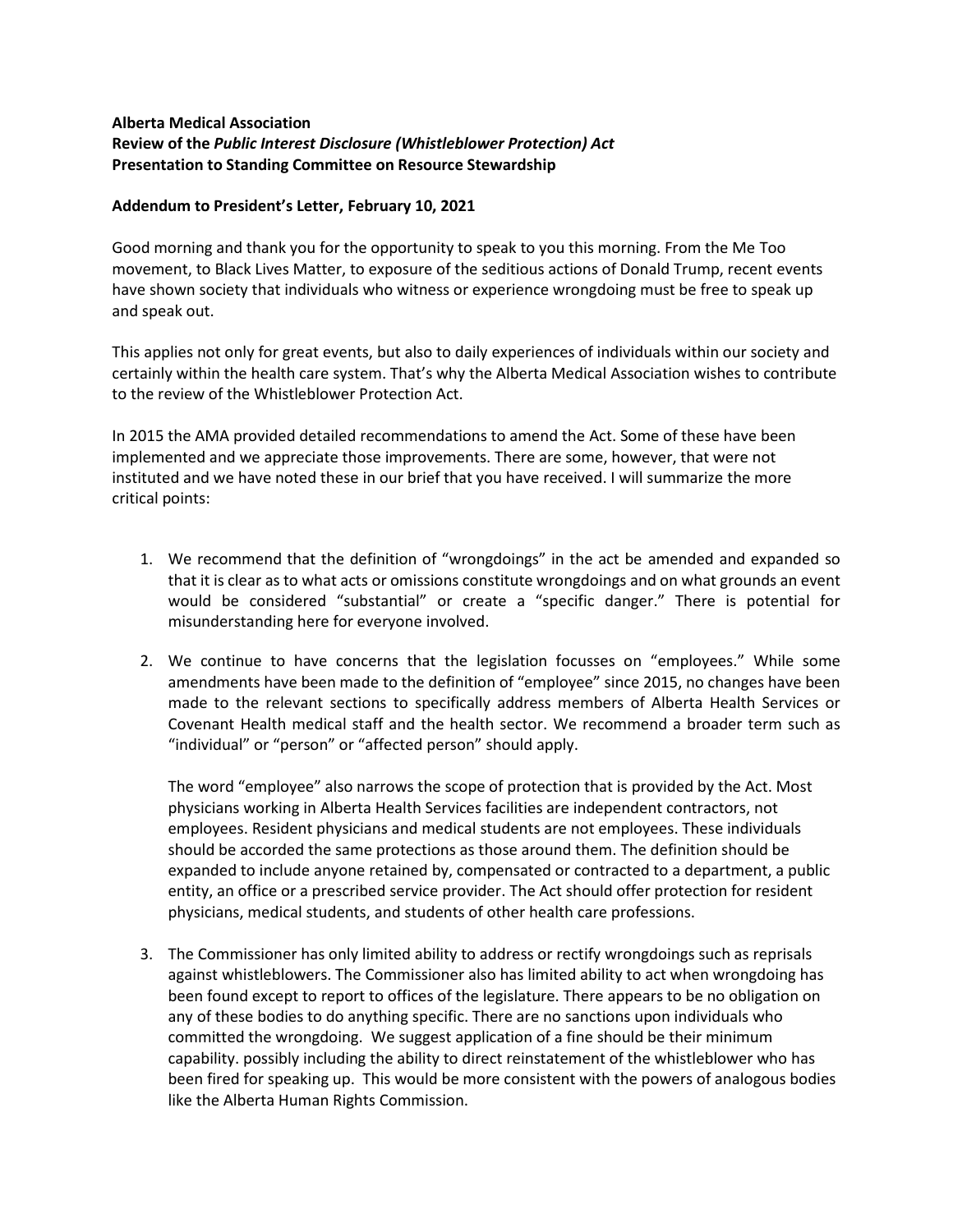**Alberta Medical Association**
**Review of the *Public Interest Disclosure (Whistleblower Protection) Act***
**Presentation to Standing Committee on Resource Stewardship**

**Addendum to President's Letter, February 10, 2021**

Good morning and thank you for the opportunity to speak to you this morning. From the Me Too movement, to Black Lives Matter, to exposure of the seditious actions of Donald Trump, recent events have shown society that individuals who witness or experience wrongdoing must be free to speak up and speak out.

This applies not only for great events, but also to daily experiences of individuals within our society and certainly within the health care system. That's why the Alberta Medical Association wishes to contribute to the review of the Whistleblower Protection Act.

In 2015 the AMA provided detailed recommendations to amend the Act. Some of these have been implemented and we appreciate those improvements. There are some, however, that were not instituted and we have noted these in our brief that you have received. I will summarize the more critical points:

1. We recommend that the definition of "wrongdoings" in the act be amended and expanded so that it is clear as to what acts or omissions constitute wrongdoings and on what grounds an event would be considered "substantial" or create a "specific danger." There is potential for misunderstanding here for everyone involved.

2. We continue to have concerns that the legislation focusses on "employees." While some amendments have been made to the definition of "employee" since 2015, no changes have been made to the relevant sections to specifically address members of Alberta Health Services or Covenant Health medical staff and the health sector. We recommend a broader term such as "individual" or "person" or "affected person" should apply.

   The word "employee" also narrows the scope of protection that is provided by the Act. Most physicians working in Alberta Health Services facilities are independent contractors, not employees. Resident physicians and medical students are not employees. These individuals should be accorded the same protections as those around them. The definition should be expanded to include anyone retained by, compensated or contracted to a department, a public entity, an office or a prescribed service provider. The Act should offer protection for resident physicians, medical students, and students of other health care professions.

3. The Commissioner has only limited ability to address or rectify wrongdoings such as reprisals against whistleblowers. The Commissioner also has limited ability to act when wrongdoing has been found except to report to offices of the legislature. There appears to be no obligation on any of these bodies to do anything specific. There are no sanctions upon individuals who committed the wrongdoing. We suggest application of a fine should be their minimum capability. possibly including the ability to direct reinstatement of the whistleblower who has been fired for speaking up. This would be more consistent with the powers of analogous bodies like the Alberta Human Rights Commission.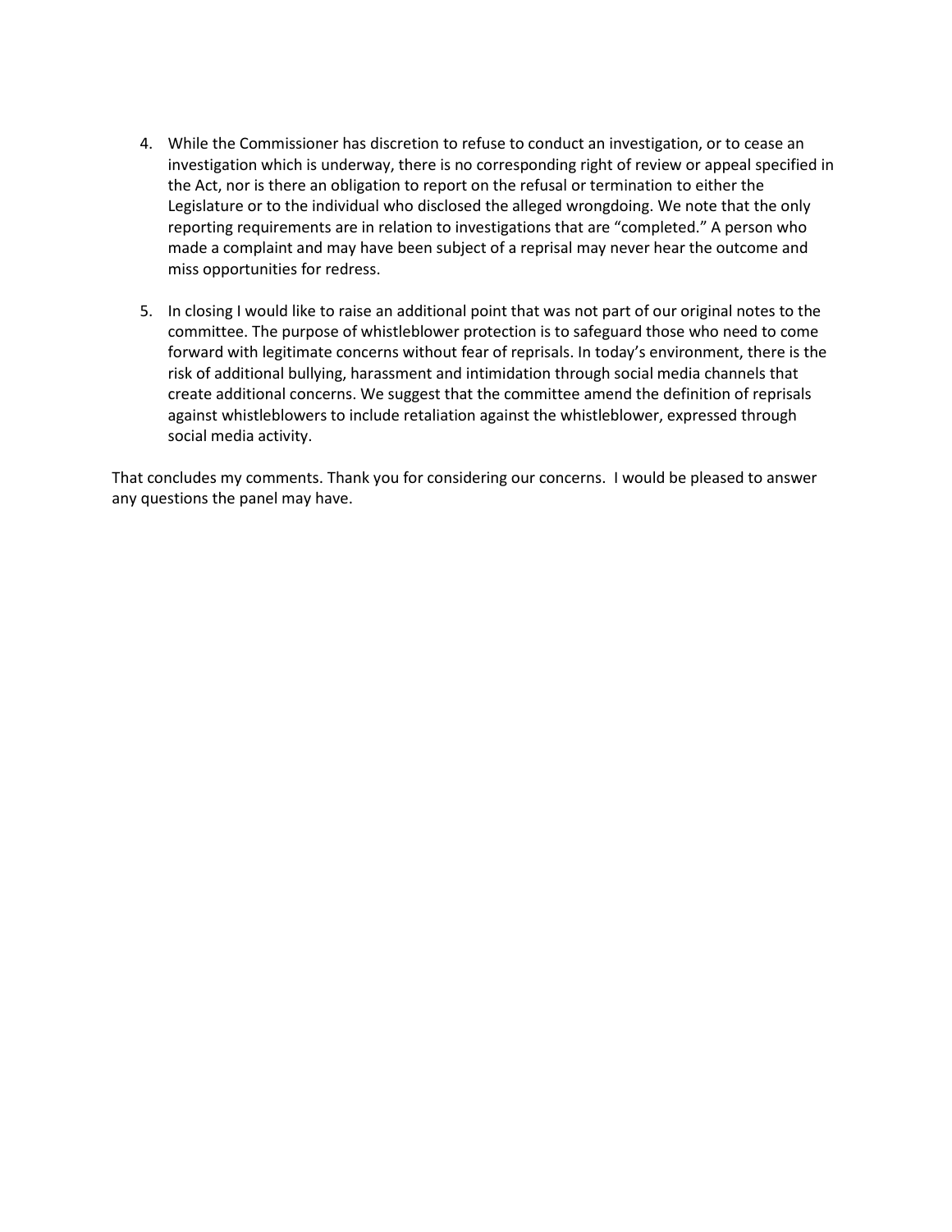4. While the Commissioner has discretion to refuse to conduct an investigation, or to cease an investigation which is underway, there is no corresponding right of review or appeal specified in the Act, nor is there an obligation to report on the refusal or termination to either the Legislature or to the individual who disclosed the alleged wrongdoing. We note that the only reporting requirements are in relation to investigations that are "completed." A person who made a complaint and may have been subject of a reprisal may never hear the outcome and miss opportunities for redress.

5. In closing I would like to raise an additional point that was not part of our original notes to the committee. The purpose of whistleblower protection is to safeguard those who need to come forward with legitimate concerns without fear of reprisals. In today's environment, there is the risk of additional bullying, harassment and intimidation through social media channels that create additional concerns. We suggest that the committee amend the definition of reprisals against whistleblowers to include retaliation against the whistleblower, expressed through social media activity.

That concludes my comments. Thank you for considering our concerns. I would be pleased to answer any questions the panel may have.